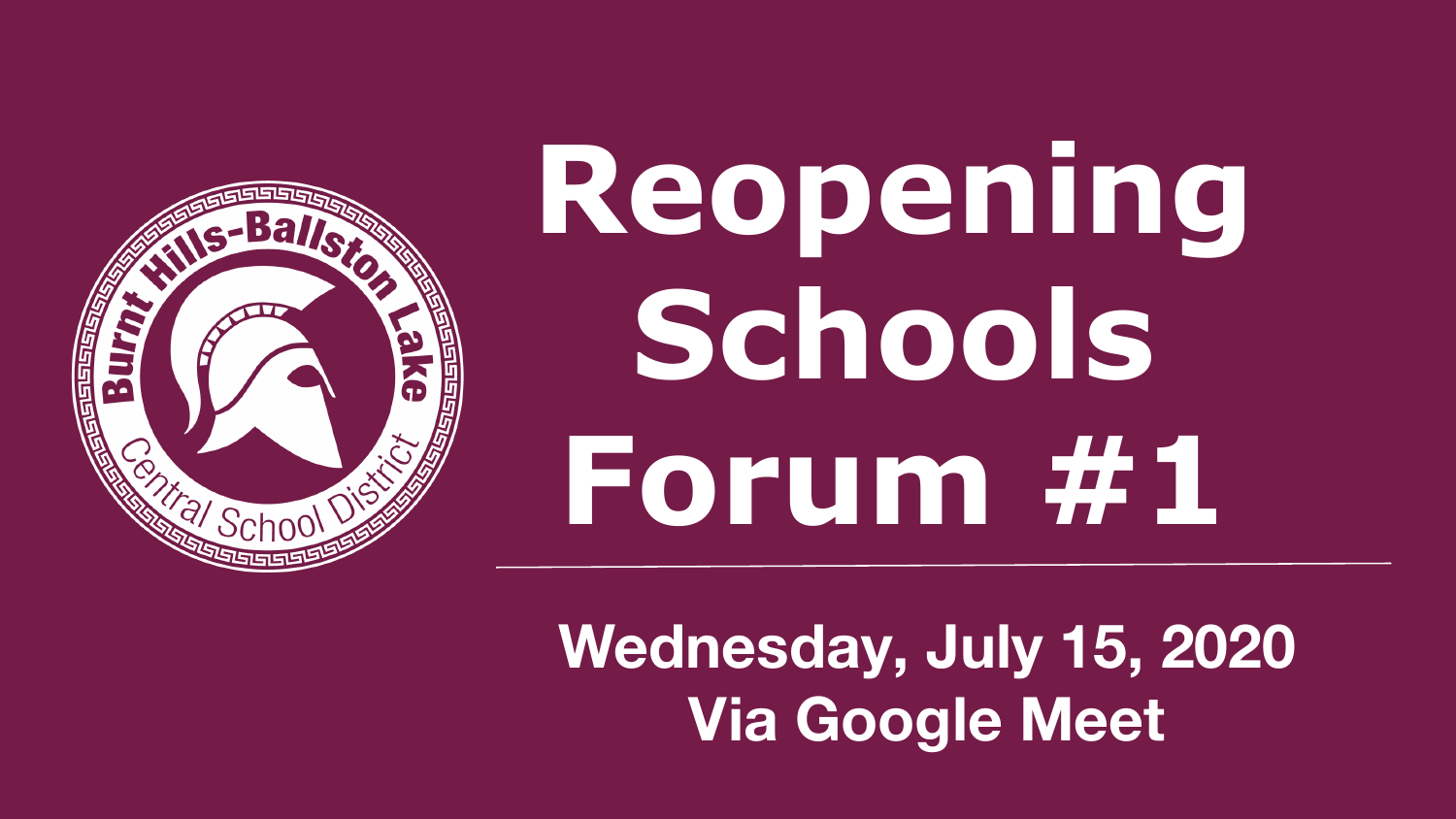# Reopening Schools Forum #1

**Wednesday, July 15, 2020**
**Via Google Meet**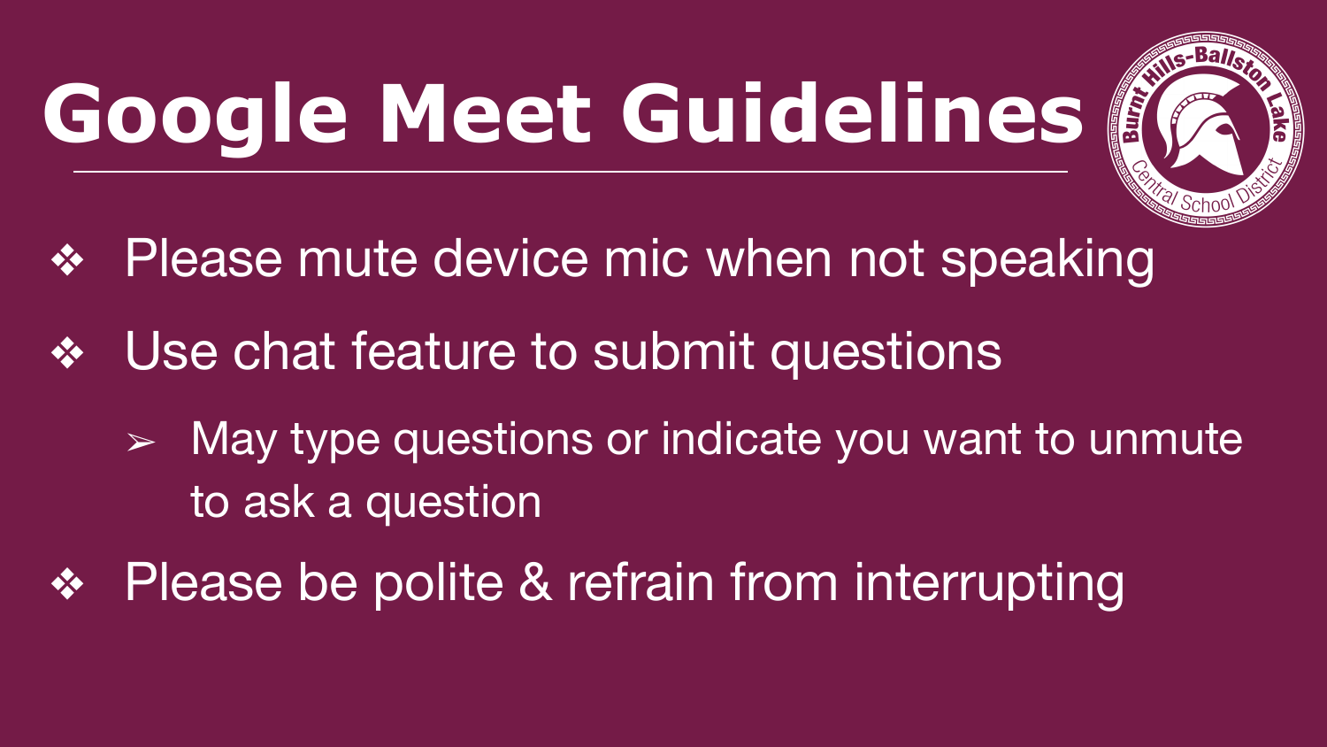# Google Meet Guidelines

- Please mute device mic when not speaking
- Use chat feature to submit questions
  - May type questions or indicate you want to unmute to ask a question
- Please be polite & refrain from interrupting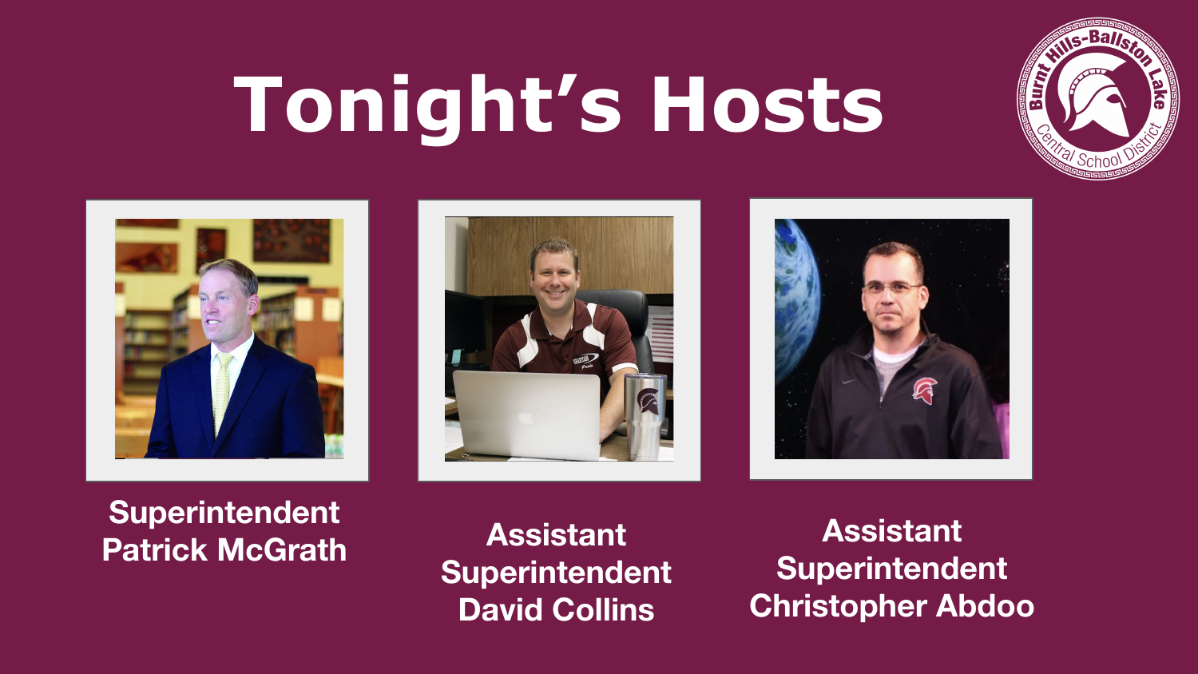# Tonight's Hosts

**Superintendent Patrick McGrath**

**Assistant Superintendent David Collins**

**Assistant Superintendent Christopher Abdoo**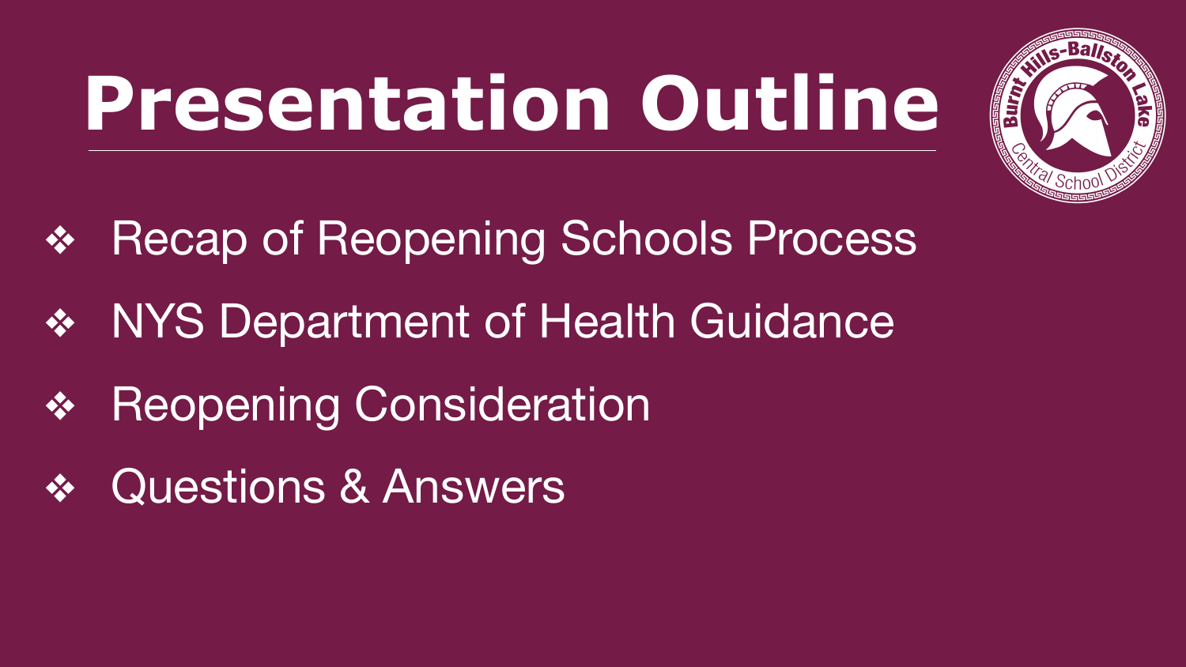# Presentation Outline

- Recap of Reopening Schools Process
- NYS Department of Health Guidance
- Reopening Consideration
- Questions & Answers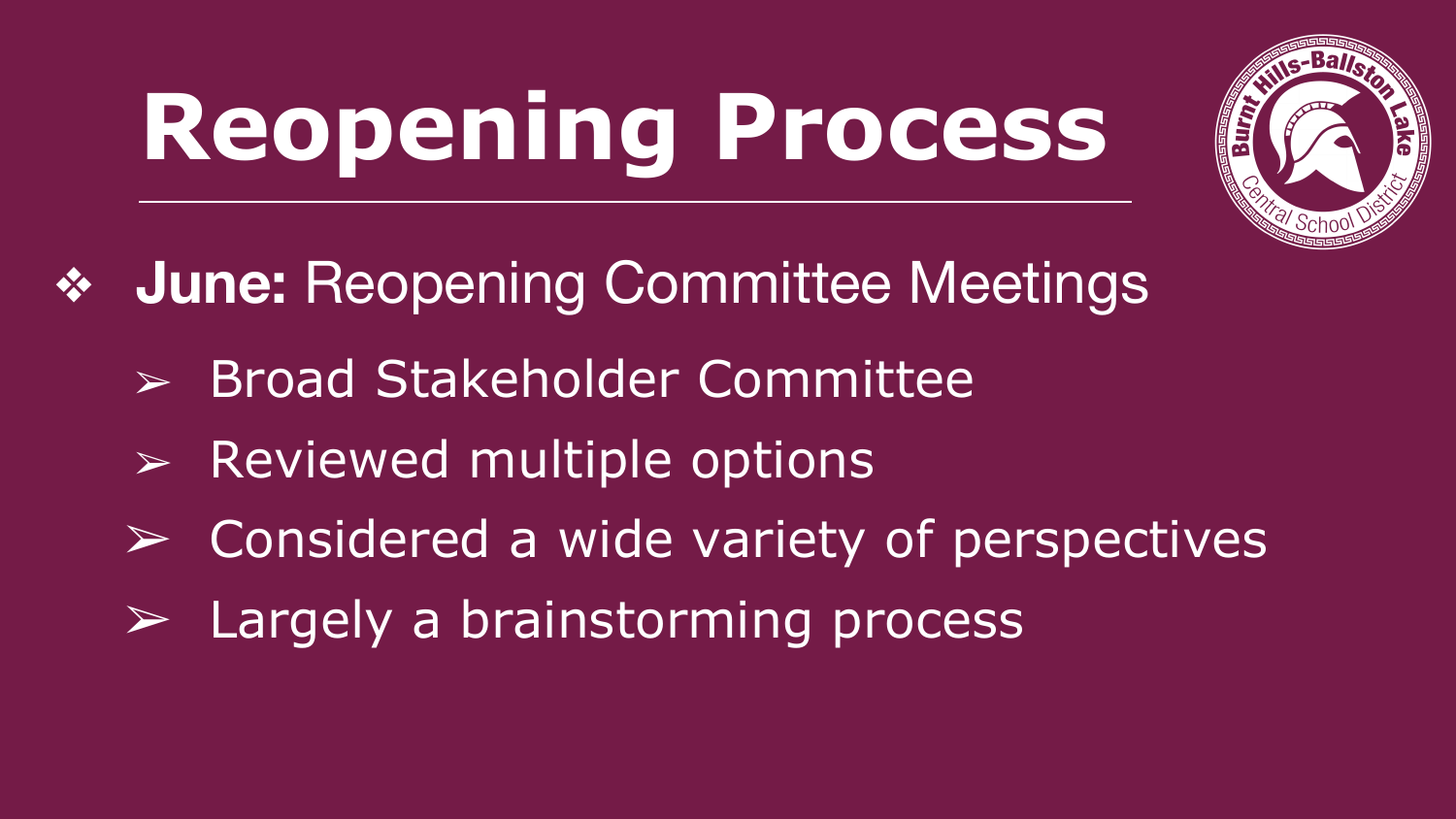# Reopening Process

- **June:** Reopening Committee Meetings
  - Broad Stakeholder Committee
  - Reviewed multiple options
  - Considered a wide variety of perspectives
  - Largely a brainstorming process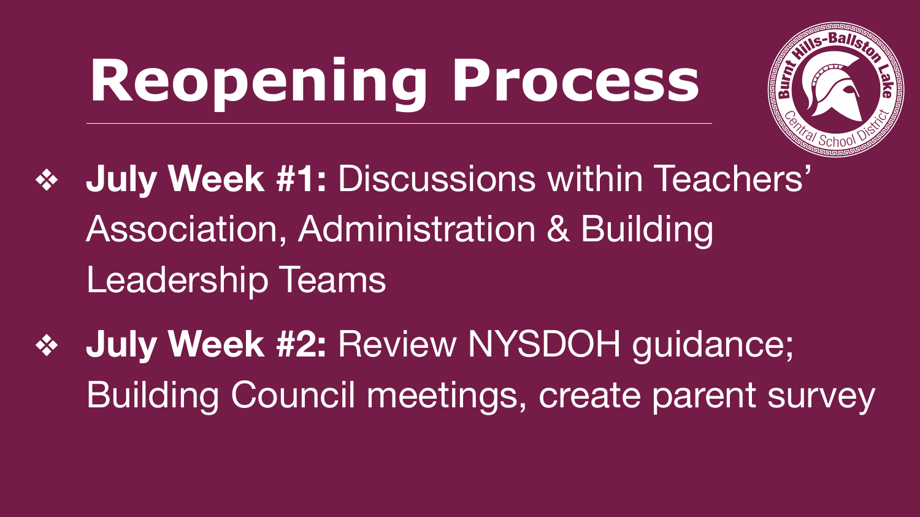# Reopening Process

- **July Week #1:** Discussions within Teachers' Association, Administration & Building Leadership Teams
- **July Week #2:** Review NYSDOH guidance; Building Council meetings, create parent survey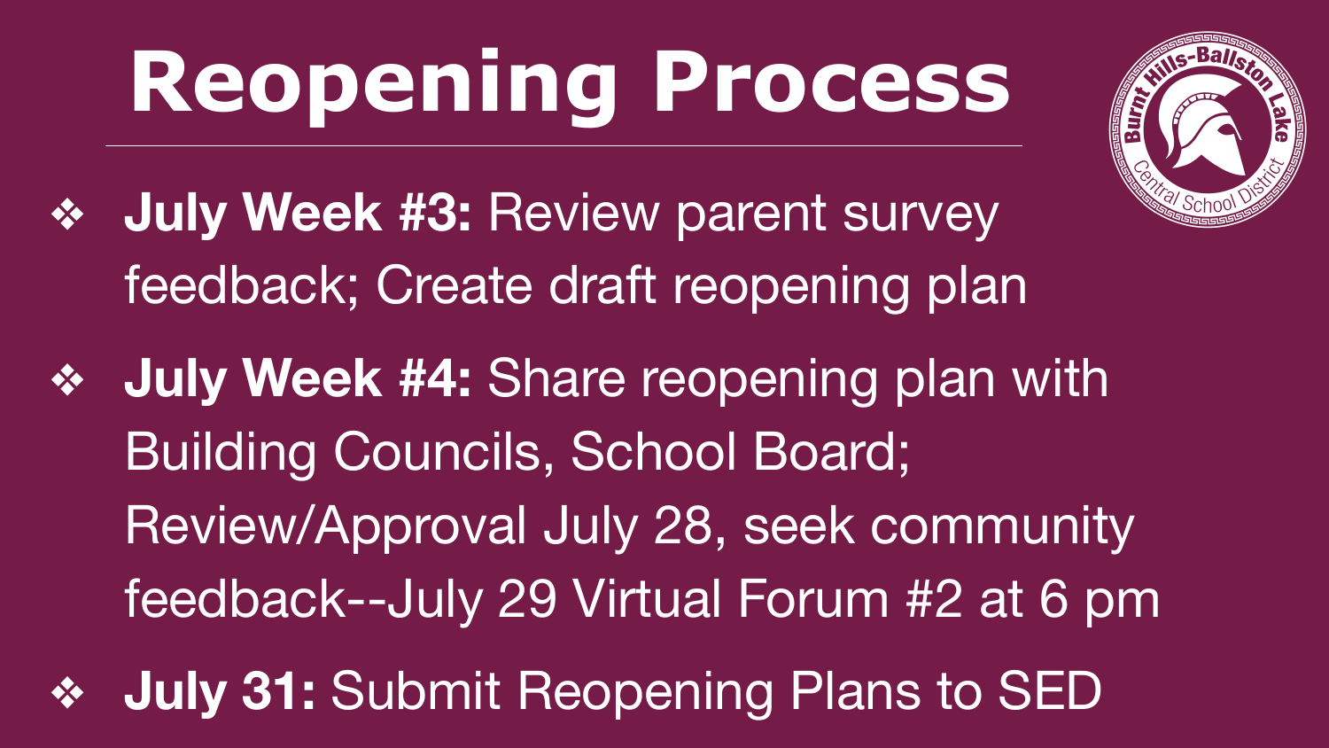# Reopening Process

- **July Week #3:** Review parent survey feedback; Create draft reopening plan
- **July Week #4:** Share reopening plan with Building Councils, School Board; Review/Approval July 28, seek community feedback--July 29 Virtual Forum #2 at 6 pm
- **July 31:** Submit Reopening Plans to SED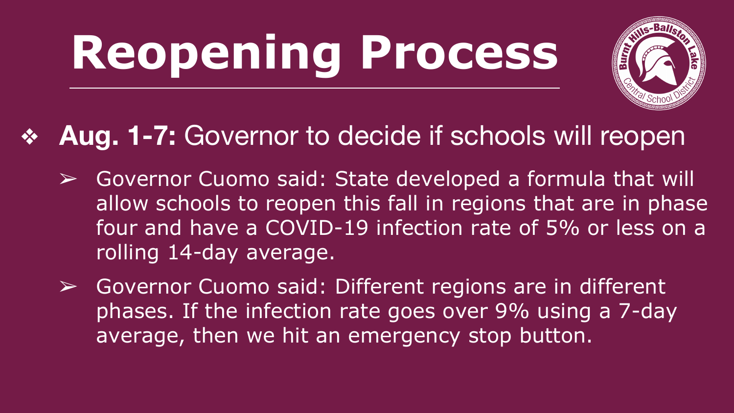# Reopening Process

- **Aug. 1-7:** Governor to decide if schools will reopen
  - Governor Cuomo said: State developed a formula that will allow schools to reopen this fall in regions that are in phase four and have a COVID-19 infection rate of 5% or less on a rolling 14-day average.
  - Governor Cuomo said: Different regions are in different phases. If the infection rate goes over 9% using a 7-day average, then we hit an emergency stop button.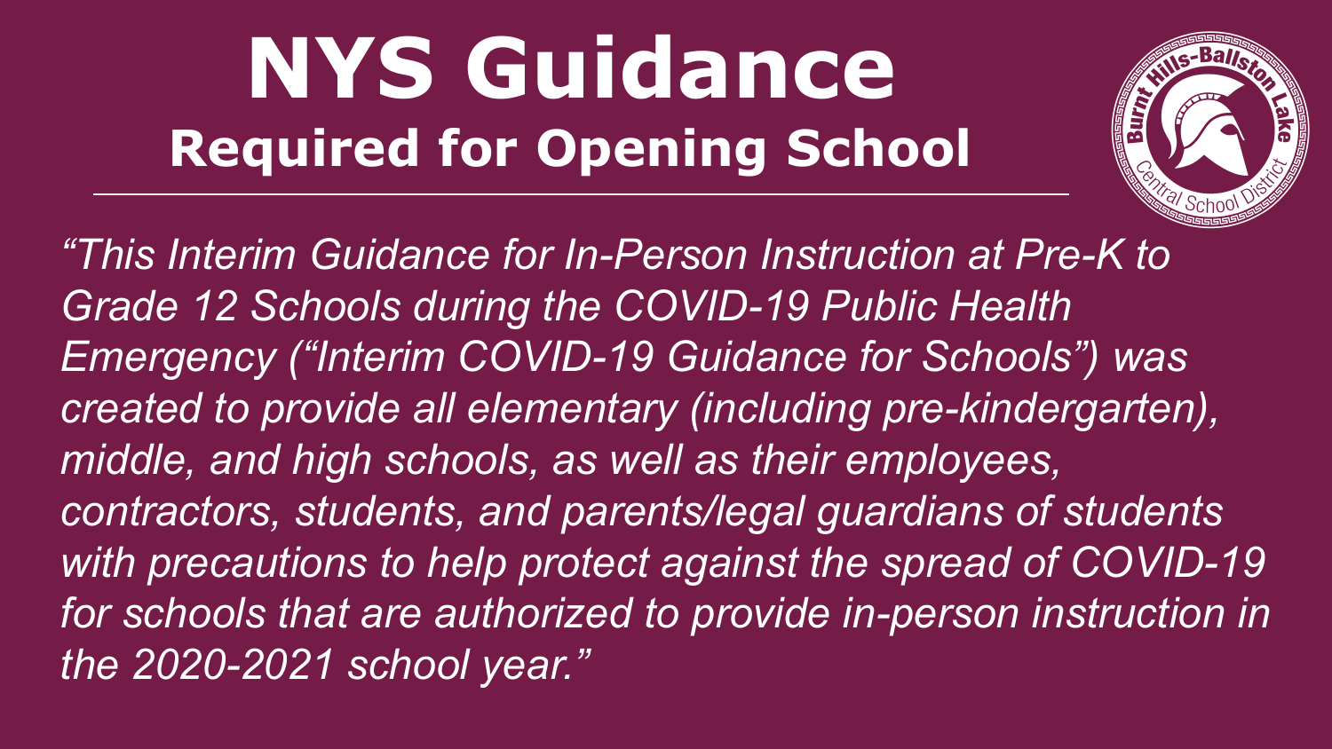# NYS Guidance

## Required for Opening School

*"This Interim Guidance for In-Person Instruction at Pre-K to Grade 12 Schools during the COVID-19 Public Health Emergency ("Interim COVID-19 Guidance for Schools") was created to provide all elementary (including pre-kindergarten), middle, and high schools, as well as their employees, contractors, students, and parents/legal guardians of students with precautions to help protect against the spread of COVID-19 for schools that are authorized to provide in-person instruction in the 2020-2021 school year."*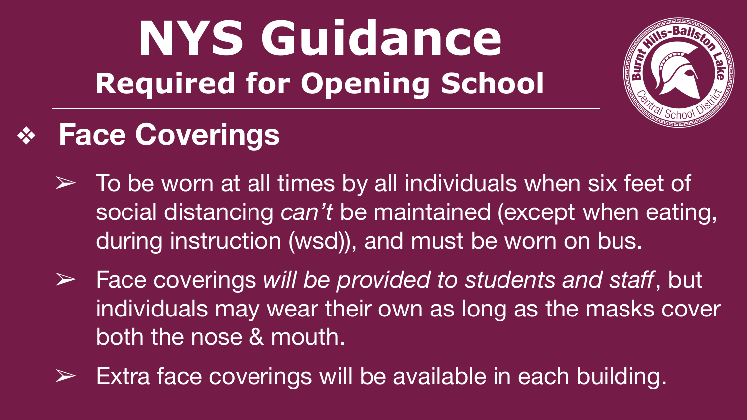# NYS Guidance

## Required for Opening School

- **Face Coverings**
  - To be worn at all times by all individuals when six feet of social distancing *can't* be maintained (except when eating, during instruction (wsd)), and must be worn on bus.
  - Face coverings *will be provided to students and staff*, but individuals may wear their own as long as the masks cover both the nose & mouth.
  - Extra face coverings will be available in each building.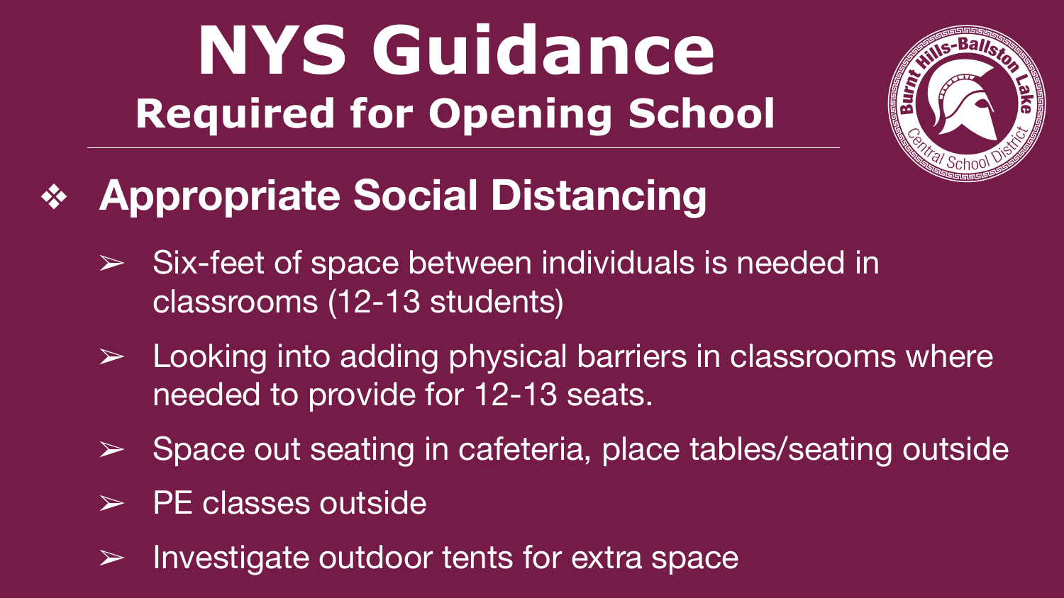# NYS Guidance

## Required for Opening School

### Appropriate Social Distancing

- Six-feet of space between individuals is needed in classrooms (12-13 students)
- Looking into adding physical barriers in classrooms where needed to provide for 12-13 seats.
- Space out seating in cafeteria, place tables/seating outside
- PE classes outside
- Investigate outdoor tents for extra space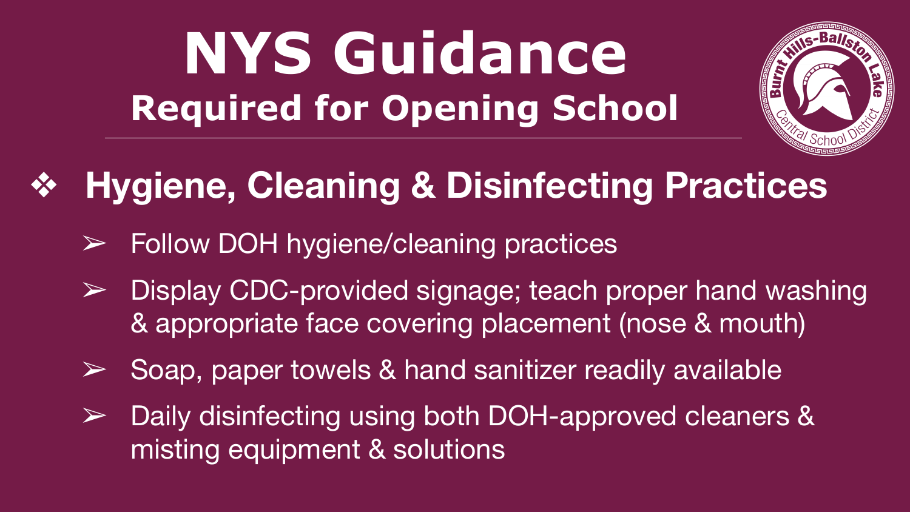# NYS Guidance

## Required for Opening School

### Hygiene, Cleaning & Disinfecting Practices

- Follow DOH hygiene/cleaning practices
- Display CDC-provided signage; teach proper hand washing & appropriate face covering placement (nose & mouth)
- Soap, paper towels & hand sanitizer readily available
- Daily disinfecting using both DOH-approved cleaners & misting equipment & solutions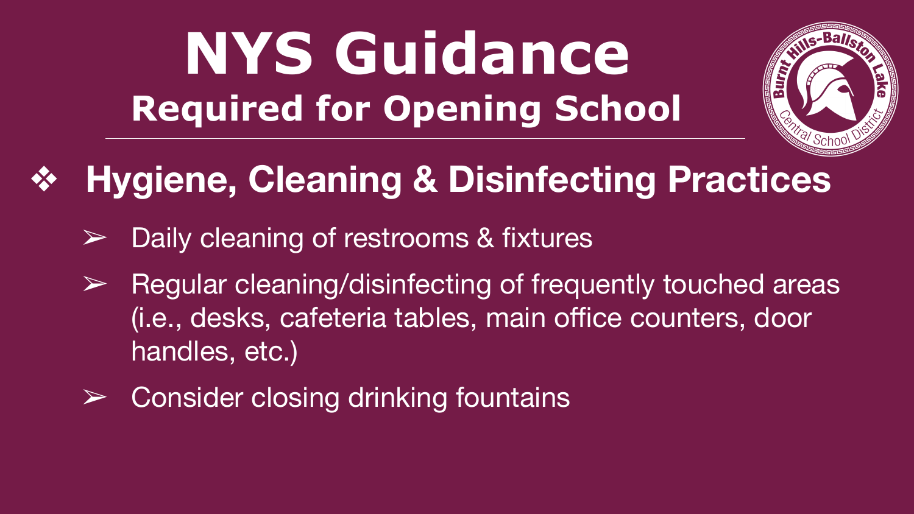# NYS Guidance

## Required for Opening School

### ❖ Hygiene, Cleaning & Disinfecting Practices

- ➢ Daily cleaning of restrooms & fixtures
- ➢ Regular cleaning/disinfecting of frequently touched areas (i.e., desks, cafeteria tables, main office counters, door handles, etc.)
- ➢ Consider closing drinking fountains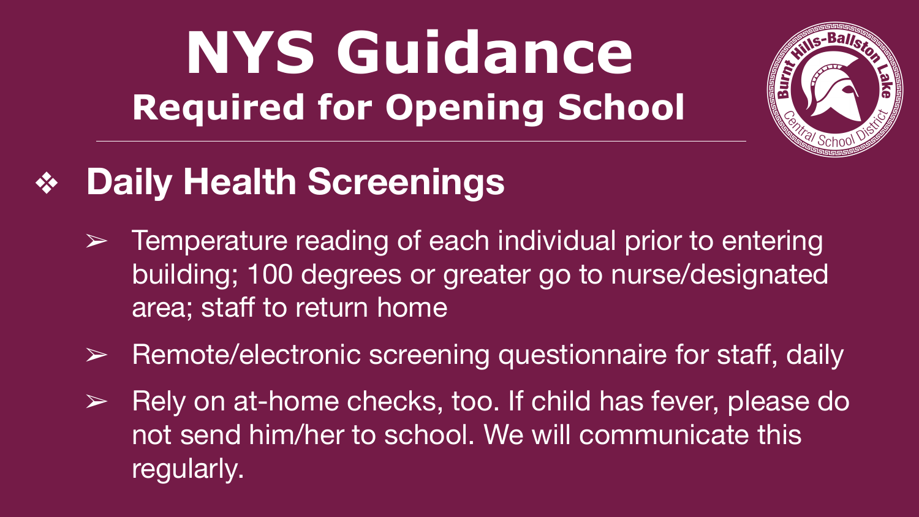# NYS Guidance

## Required for Opening School

### Daily Health Screenings

- Temperature reading of each individual prior to entering building; 100 degrees or greater go to nurse/designated area; staff to return home
- Remote/electronic screening questionnaire for staff, daily
- Rely on at-home checks, too. If child has fever, please do not send him/her to school. We will communicate this regularly.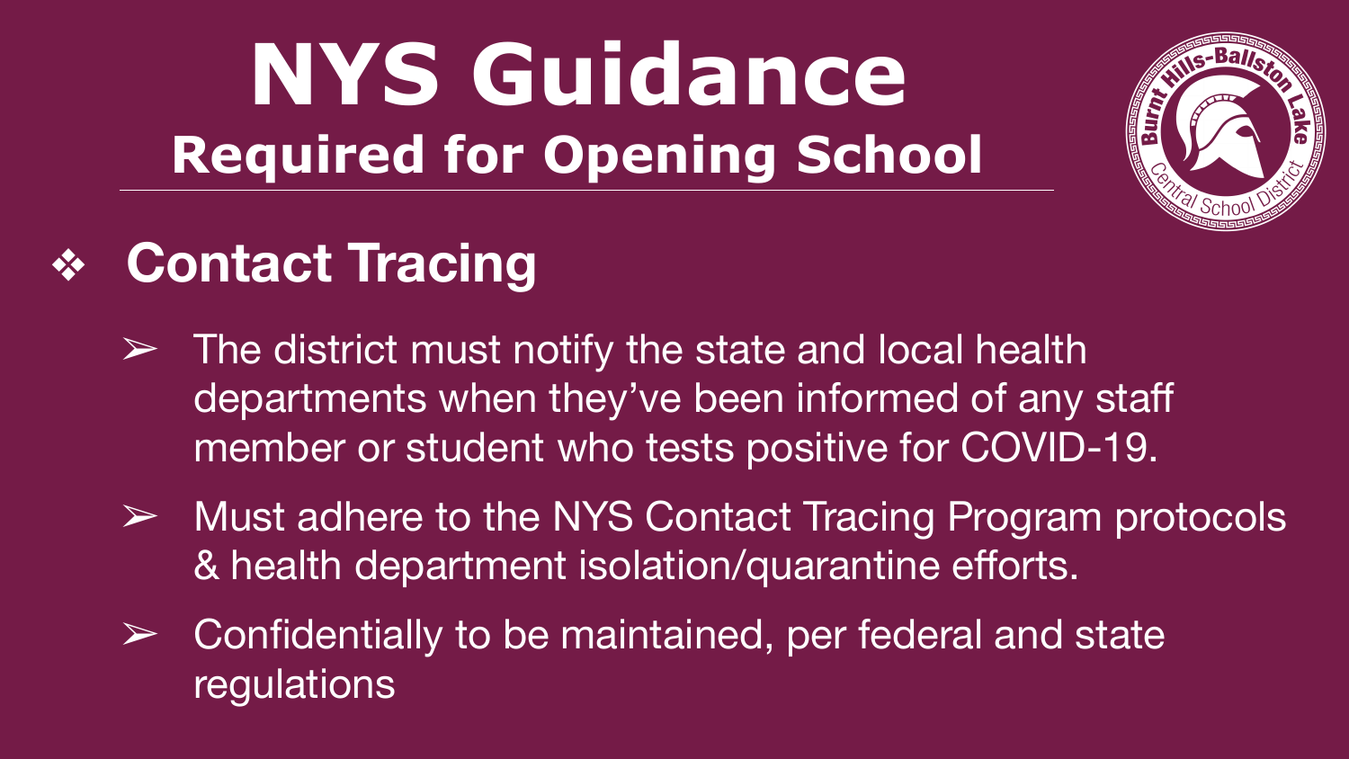# NYS Guidance

## Required for Opening School

### ❖ Contact Tracing

- ➢ The district must notify the state and local health departments when they've been informed of any staff member or student who tests positive for COVID-19.
- ➢ Must adhere to the NYS Contact Tracing Program protocols & health department isolation/quarantine efforts.
- ➢ Confidentially to be maintained, per federal and state regulations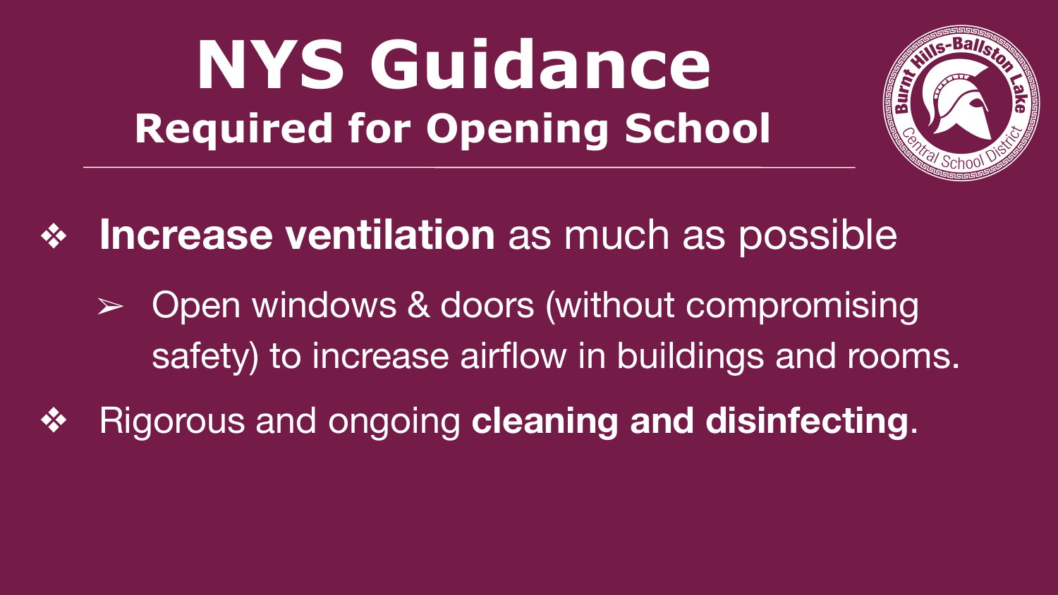# NYS Guidance

## Required for Opening School

- **Increase ventilation** as much as possible
  - Open windows & doors (without compromising safety) to increase airflow in buildings and rooms.
- Rigorous and ongoing **cleaning and disinfecting**.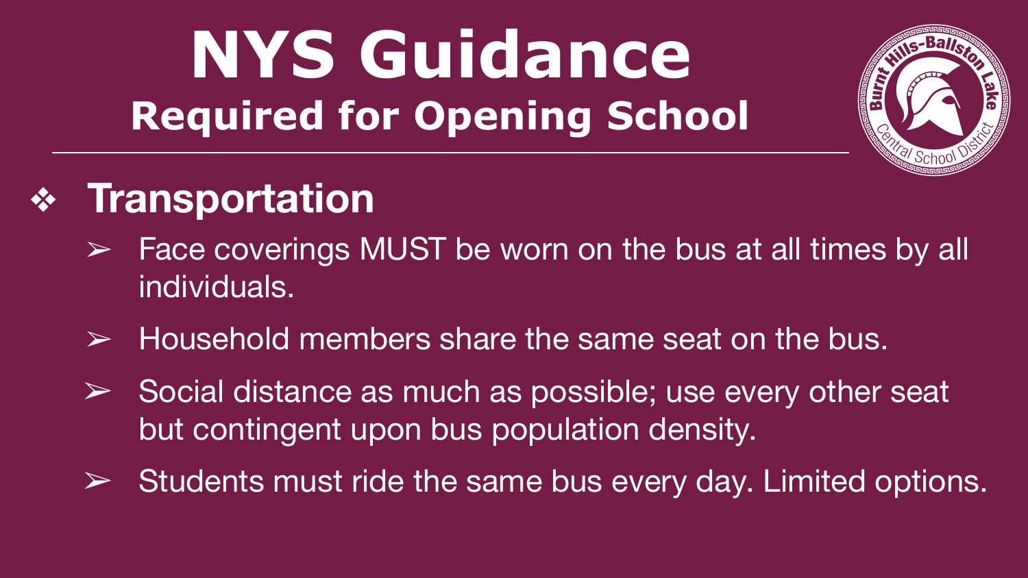# NYS Guidance

## Required for Opening School

- **Transportation**
  - Face coverings MUST be worn on the bus at all times by all individuals.
  - Household members share the same seat on the bus.
  - Social distance as much as possible; use every other seat but contingent upon bus population density.
  - Students must ride the same bus every day. Limited options.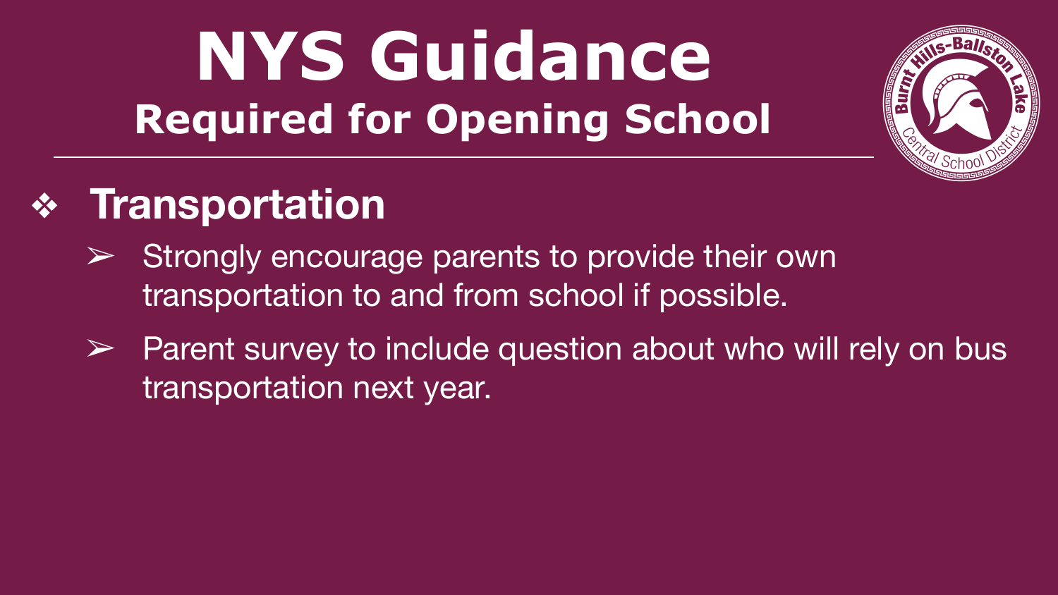# NYS Guidance

## Required for Opening School

- **Transportation**
  - Strongly encourage parents to provide their own transportation to and from school if possible.
  - Parent survey to include question about who will rely on bus transportation next year.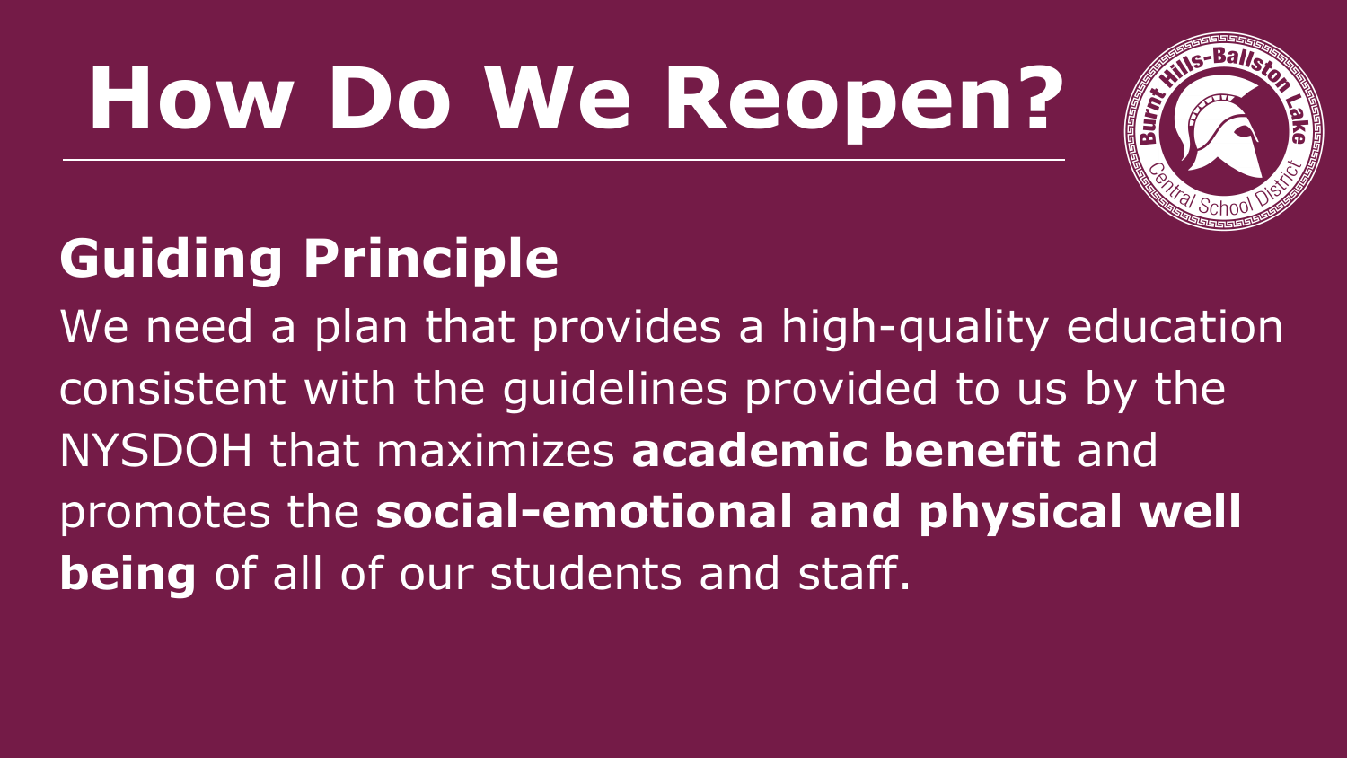# How Do We Reopen?

## Guiding Principle

We need a plan that provides a high-quality education consistent with the guidelines provided to us by the NYSDOH that maximizes **academic benefit** and promotes the **social-emotional and physical well being** of all of our students and staff.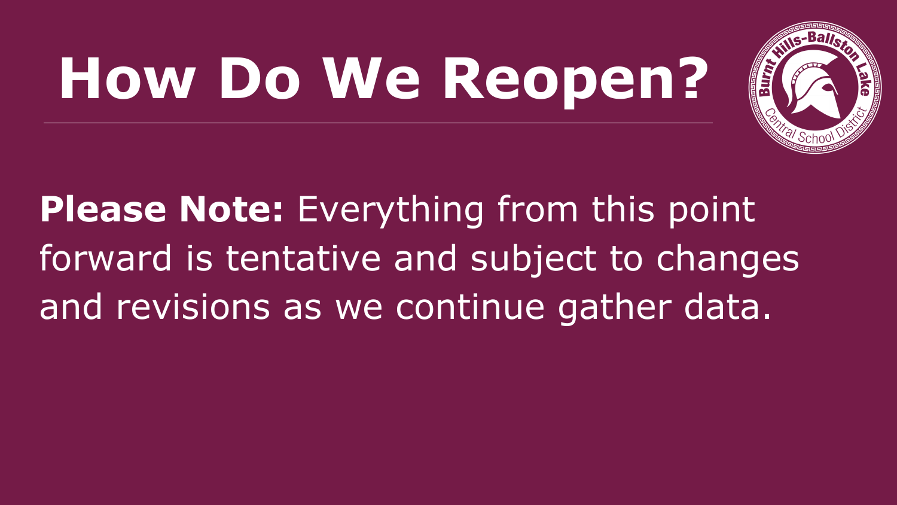# How Do We Reopen?

**Please Note:** Everything from this point forward is tentative and subject to changes and revisions as we continue gather data.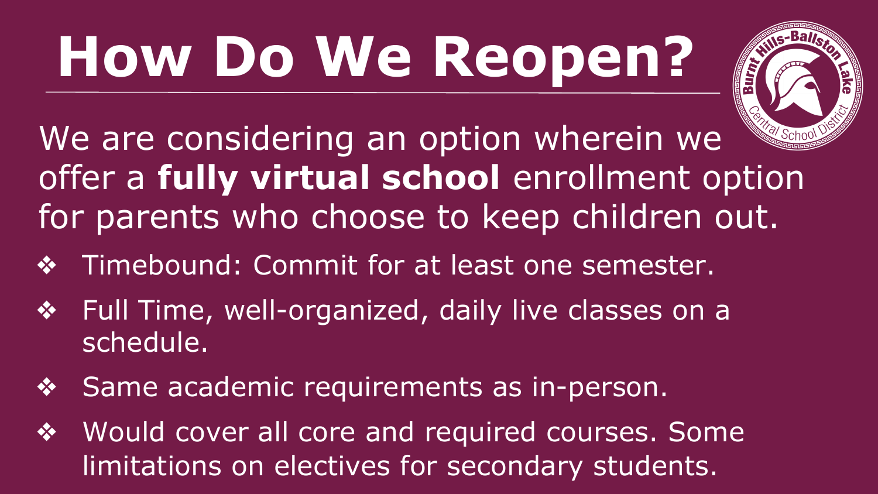# How Do We Reopen?

We are considering an option wherein we offer a **fully virtual school** enrollment option for parents who choose to keep children out.

- Timebound: Commit for at least one semester.
- Full Time, well-organized, daily live classes on a schedule.
- Same academic requirements as in-person.
- Would cover all core and required courses. Some limitations on electives for secondary students.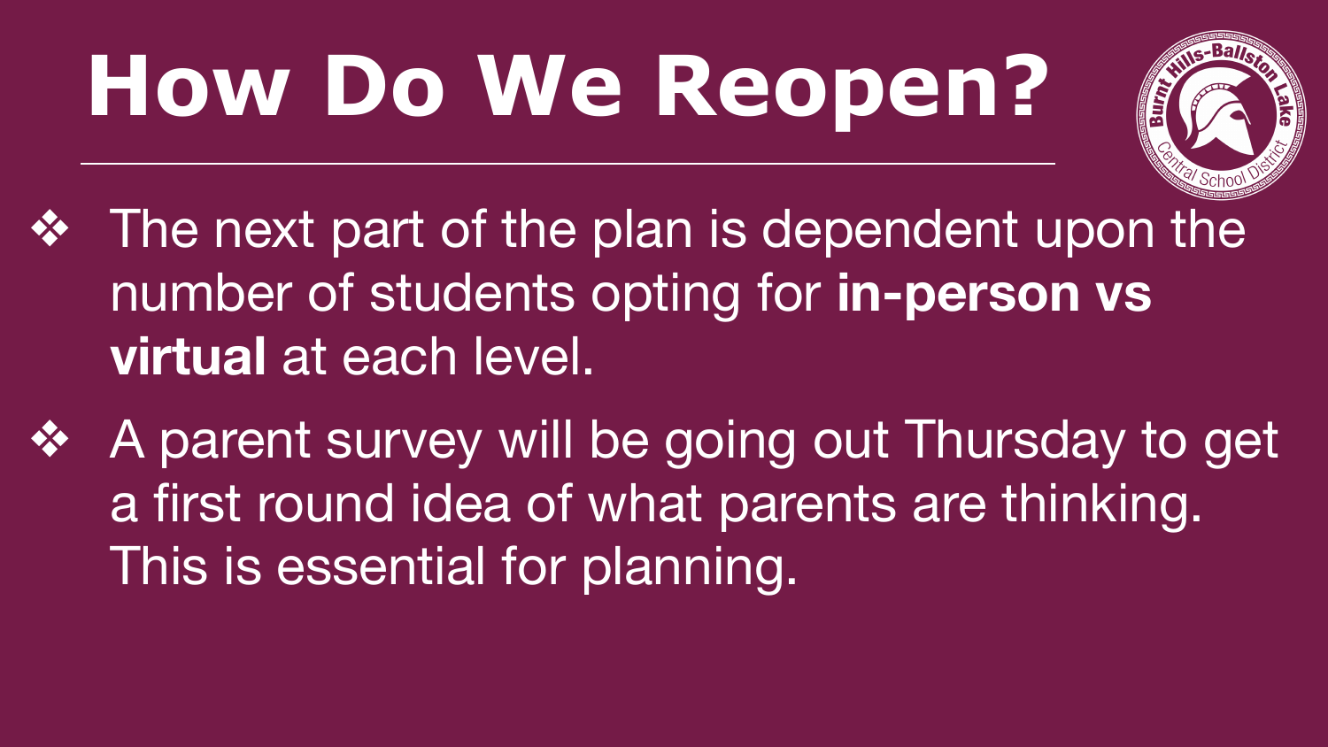# How Do We Reopen?

- The next part of the plan is dependent upon the number of students opting for **in-person vs virtual** at each level.
- A parent survey will be going out Thursday to get a first round idea of what parents are thinking. This is essential for planning.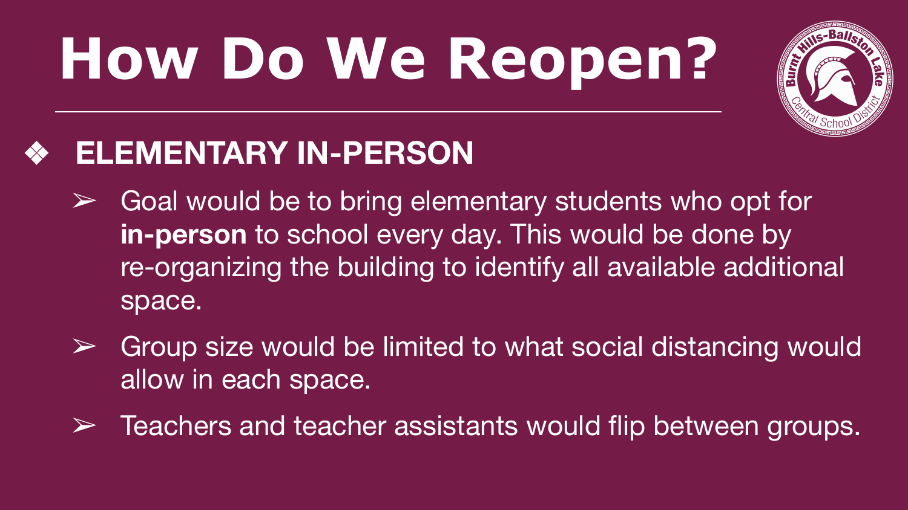# How Do We Reopen?

## ELEMENTARY IN-PERSON

- Goal would be to bring elementary students who opt for **in-person** to school every day. This would be done by re-organizing the building to identify all available additional space.
- Group size would be limited to what social distancing would allow in each space.
- Teachers and teacher assistants would flip between groups.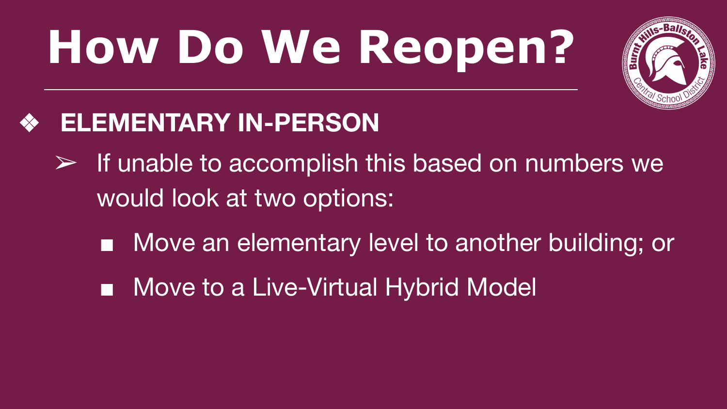# How Do We Reopen?

- **ELEMENTARY IN-PERSON**
  - If unable to accomplish this based on numbers we would look at two options:
    - Move an elementary level to another building; or
    - Move to a Live-Virtual Hybrid Model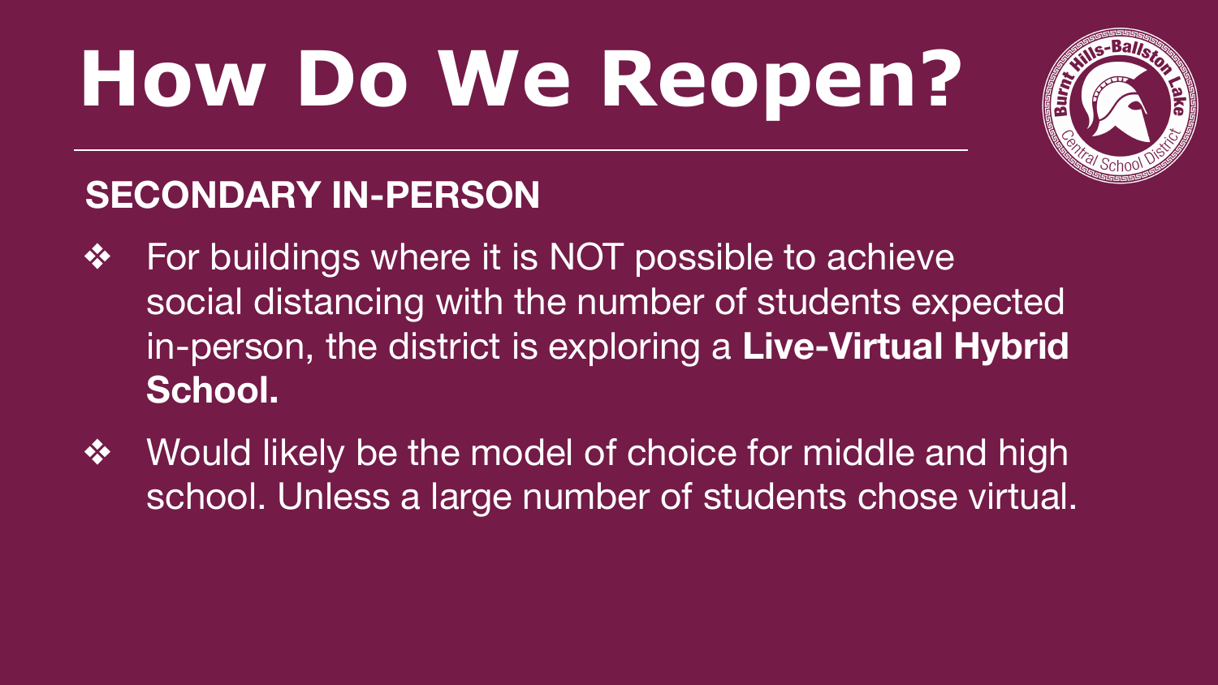# How Do We Reopen?

## SECONDARY IN-PERSON

- For buildings where it is NOT possible to achieve social distancing with the number of students expected in-person, the district is exploring a **Live-Virtual Hybrid School.**
- Would likely be the model of choice for middle and high school. Unless a large number of students chose virtual.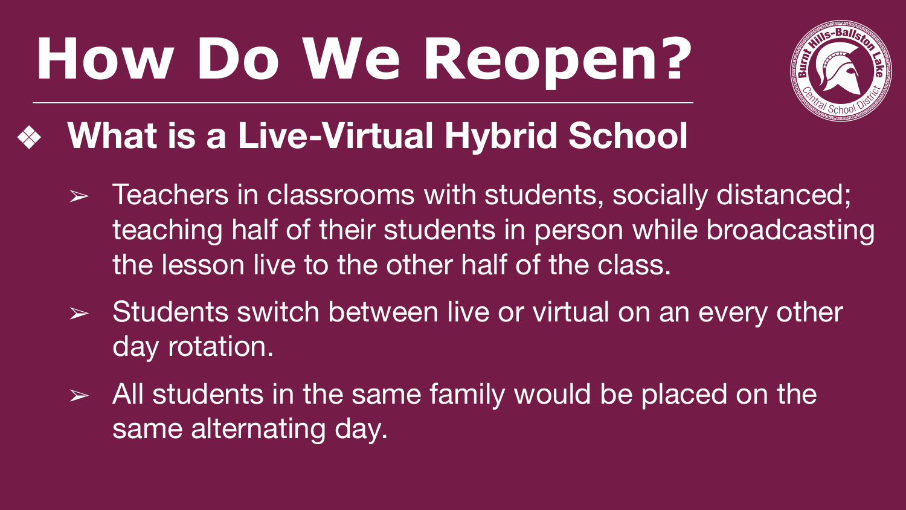# How Do We Reopen?

- **What is a Live-Virtual Hybrid School**
  - Teachers in classrooms with students, socially distanced; teaching half of their students in person while broadcasting the lesson live to the other half of the class.
  - Students switch between live or virtual on an every other day rotation.
  - All students in the same family would be placed on the same alternating day.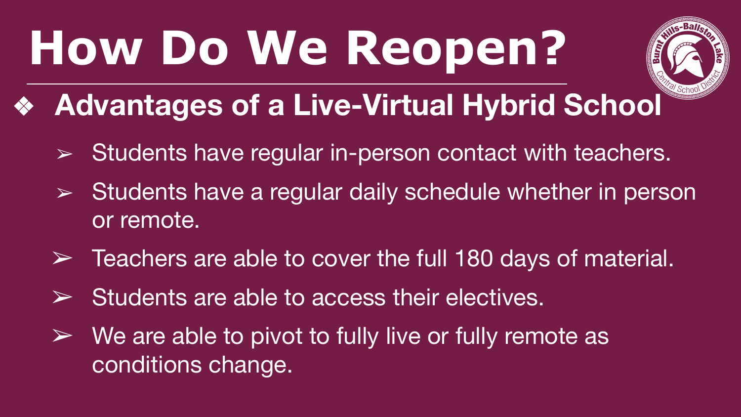# How Do We Reopen?

## Advantages of a Live-Virtual Hybrid School

- Students have regular in-person contact with teachers.
- Students have a regular daily schedule whether in person or remote.
- Teachers are able to cover the full 180 days of material.
- Students are able to access their electives.
- We are able to pivot to fully live or fully remote as conditions change.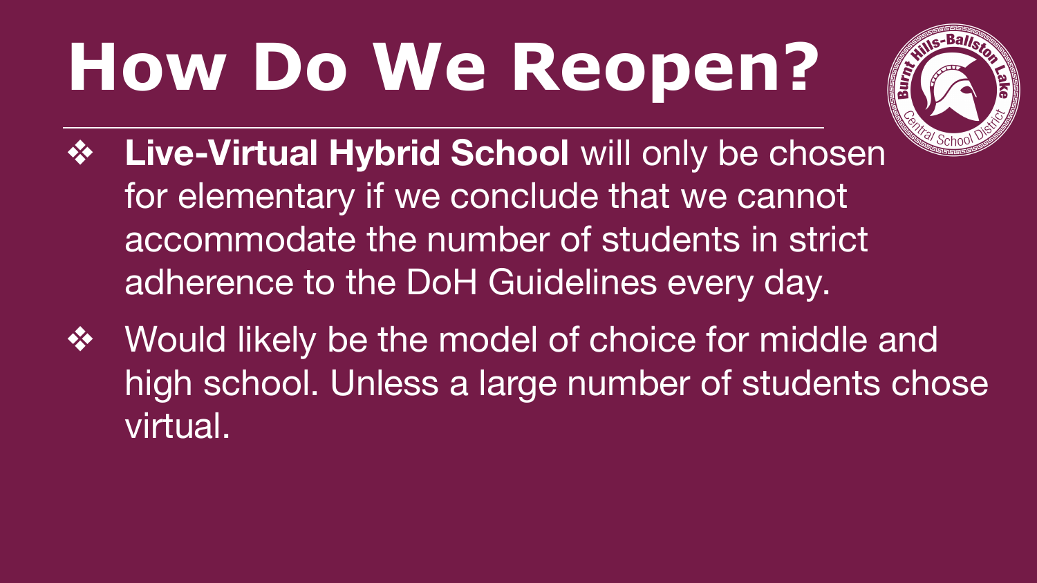# How Do We Reopen?

- **Live-Virtual Hybrid School** will only be chosen for elementary if we conclude that we cannot accommodate the number of students in strict adherence to the DoH Guidelines every day.
- Would likely be the model of choice for middle and high school. Unless a large number of students chose virtual.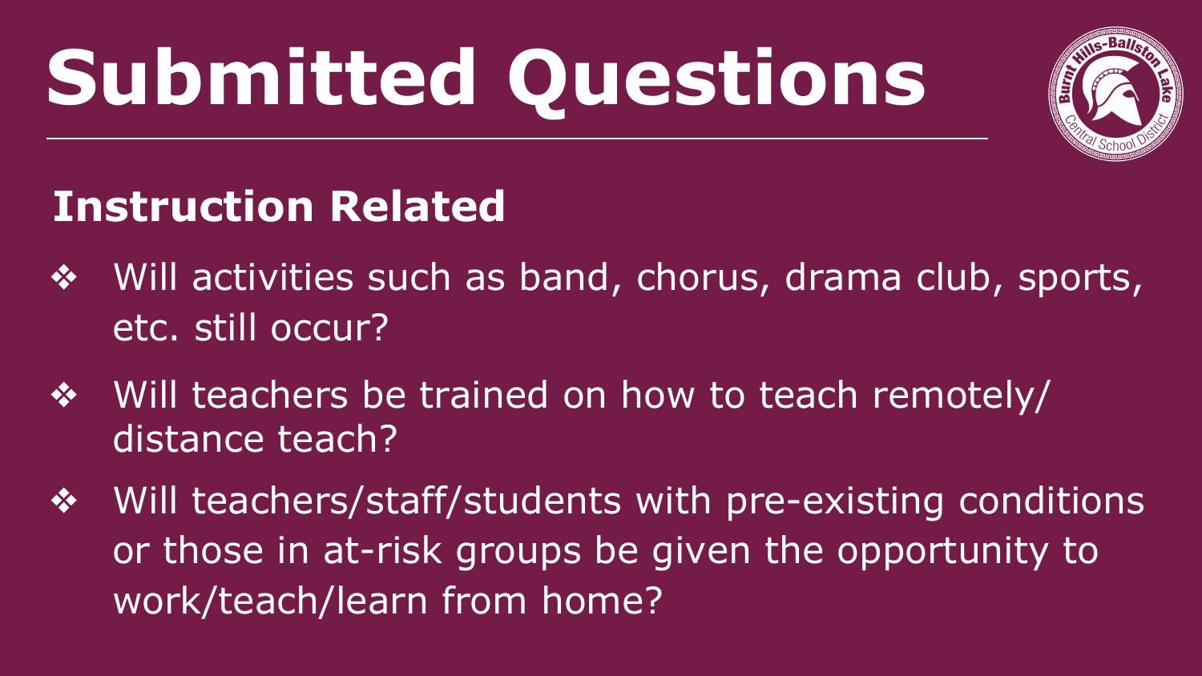# Submitted Questions

## Instruction Related

- Will activities such as band, chorus, drama club, sports, etc. still occur?
- Will teachers be trained on how to teach remotely/ distance teach?
- Will teachers/staff/students with pre-existing conditions or those in at-risk groups be given the opportunity to work/teach/learn from home?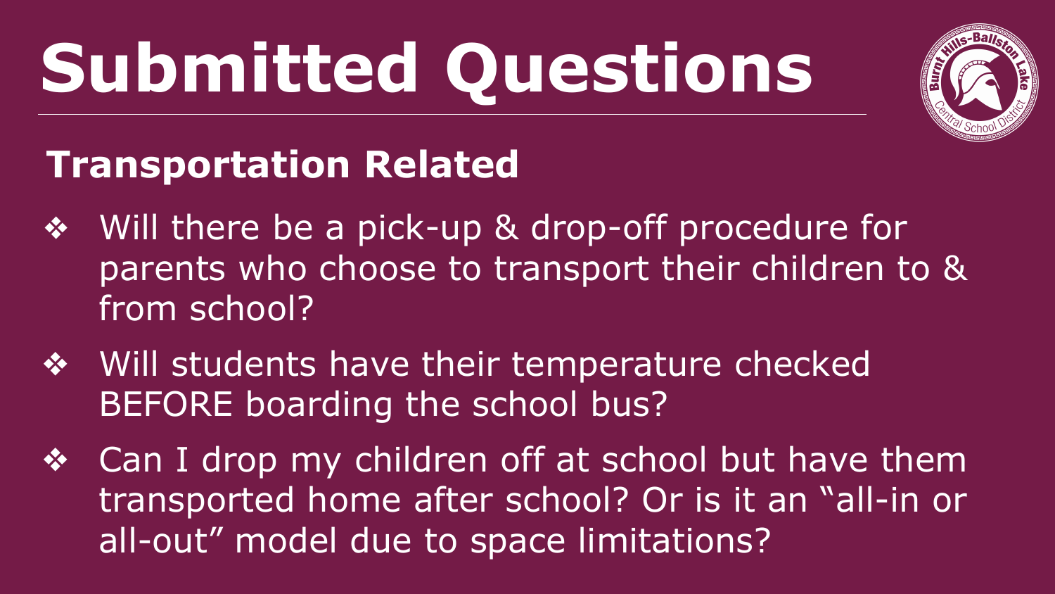# Submitted Questions

## Transportation Related

- Will there be a pick-up & drop-off procedure for parents who choose to transport their children to & from school?
- Will students have their temperature checked BEFORE boarding the school bus?
- Can I drop my children off at school but have them transported home after school? Or is it an "all-in or all-out" model due to space limitations?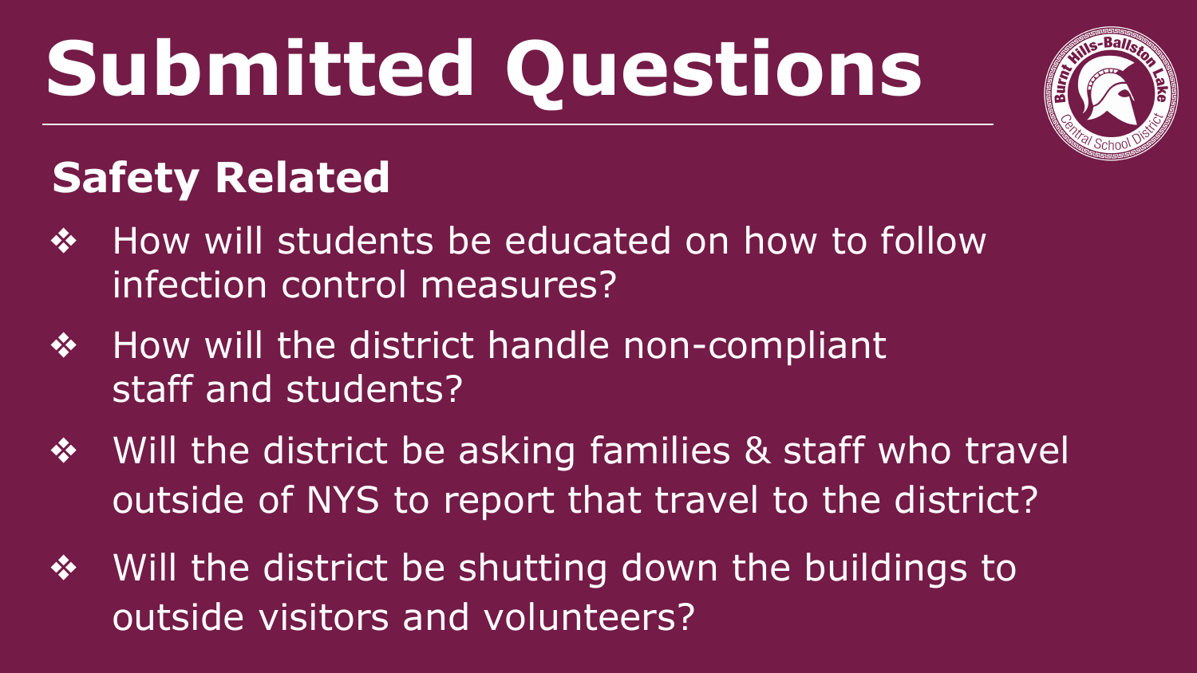# Submitted Questions

## Safety Related

- How will students be educated on how to follow infection control measures?
- How will the district handle non-compliant staff and students?
- Will the district be asking families & staff who travel outside of NYS to report that travel to the district?
- Will the district be shutting down the buildings to outside visitors and volunteers?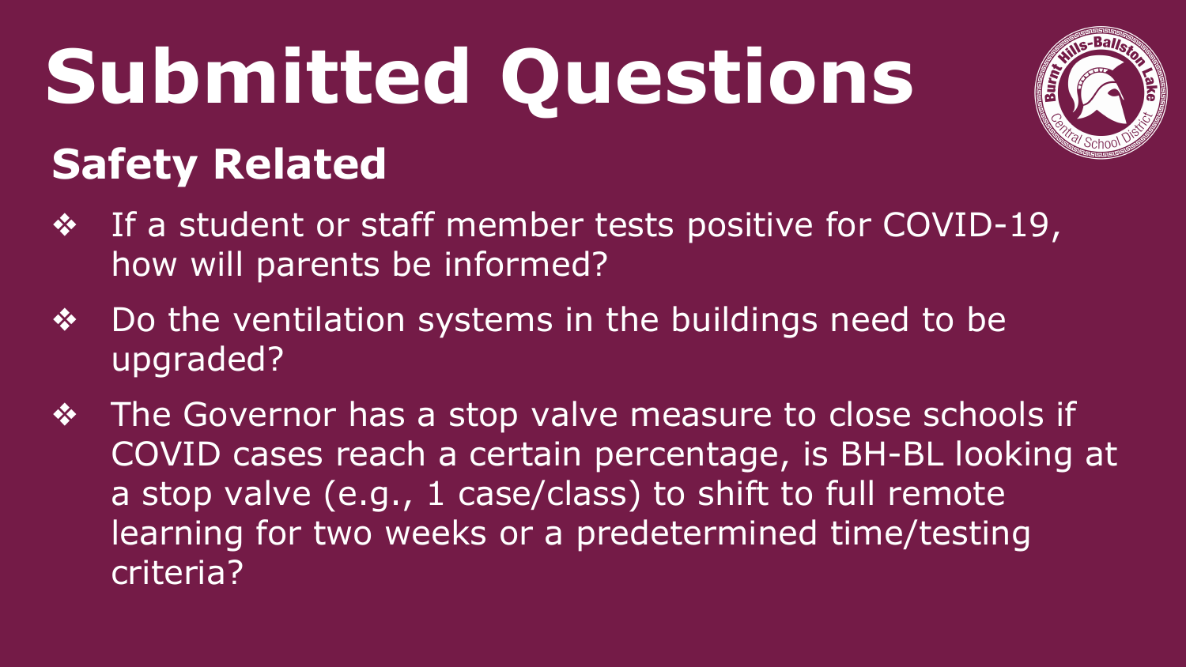# Submitted Questions

## Safety Related

- If a student or staff member tests positive for COVID-19, how will parents be informed?
- Do the ventilation systems in the buildings need to be upgraded?
- The Governor has a stop valve measure to close schools if COVID cases reach a certain percentage, is BH-BL looking at a stop valve (e.g., 1 case/class) to shift to full remote learning for two weeks or a predetermined time/testing criteria?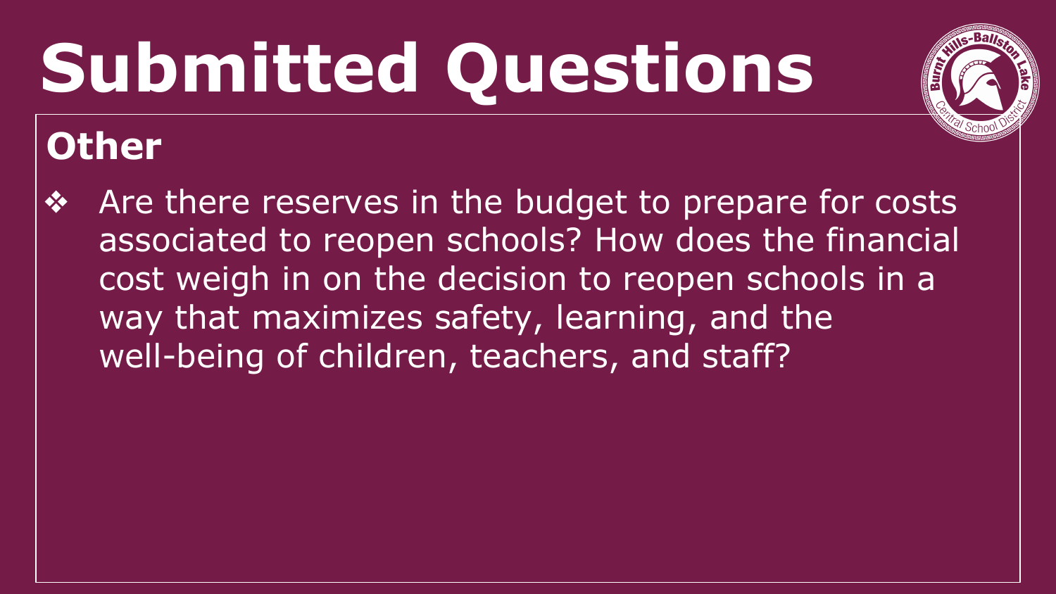# Submitted Questions

## Other

- Are there reserves in the budget to prepare for costs associated to reopen schools? How does the financial cost weigh in on the decision to reopen schools in a way that maximizes safety, learning, and the well-being of children, teachers, and staff?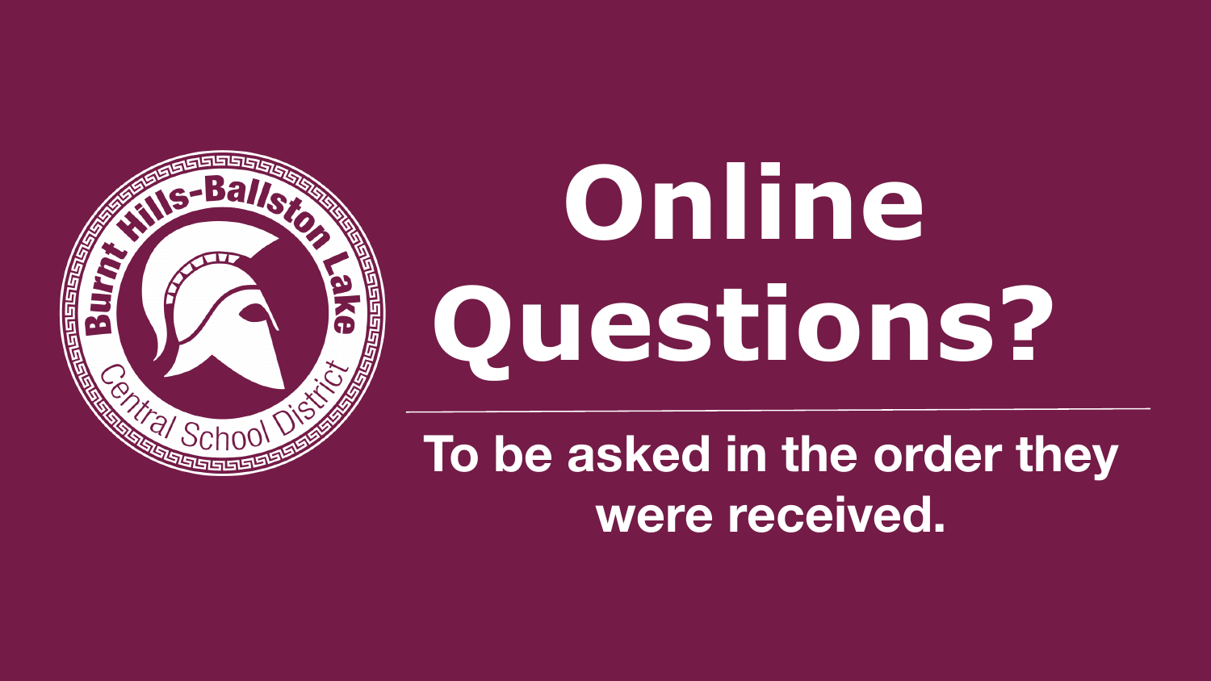# Online Questions?

To be asked in the order they were received.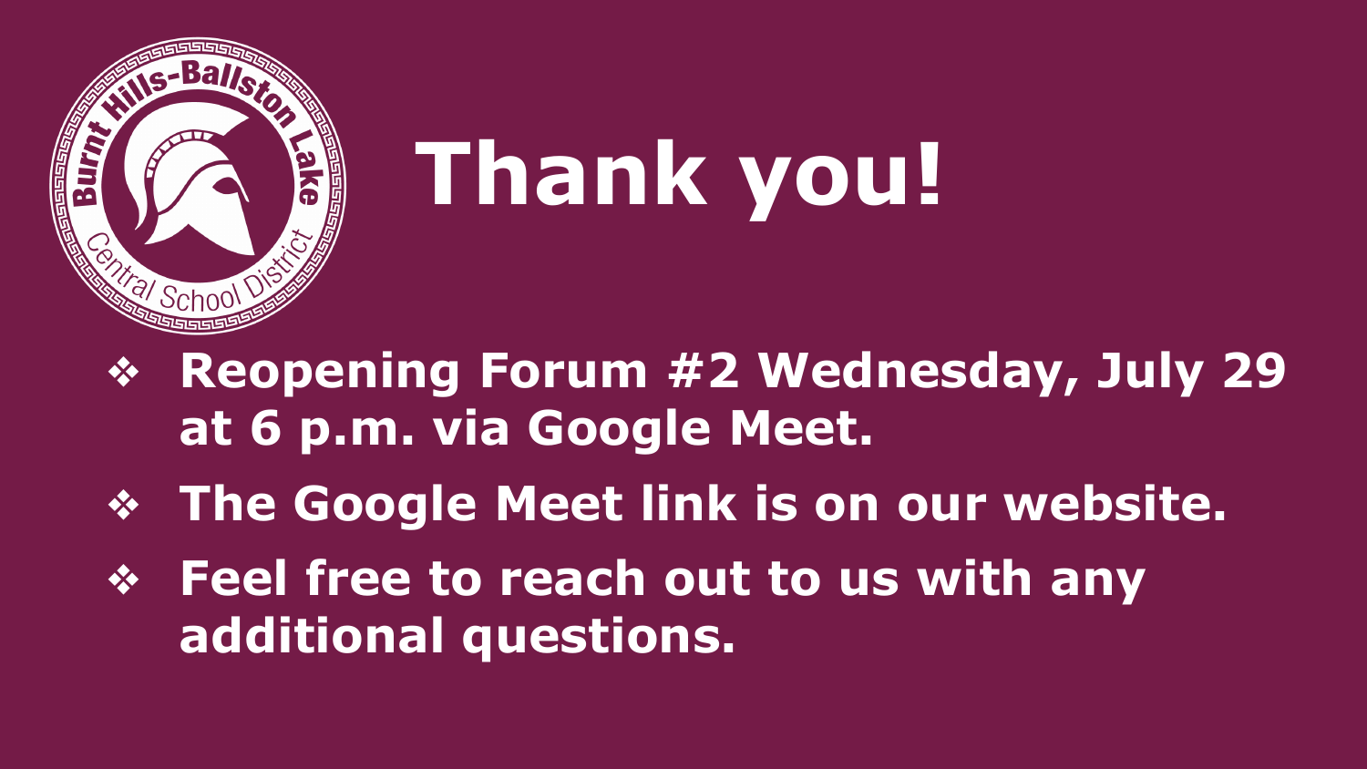# Thank you!

- **Reopening Forum #2 Wednesday, July 29 at 6 p.m. via Google Meet.**
- **The Google Meet link is on our website.**
- **Feel free to reach out to us with any additional questions.**